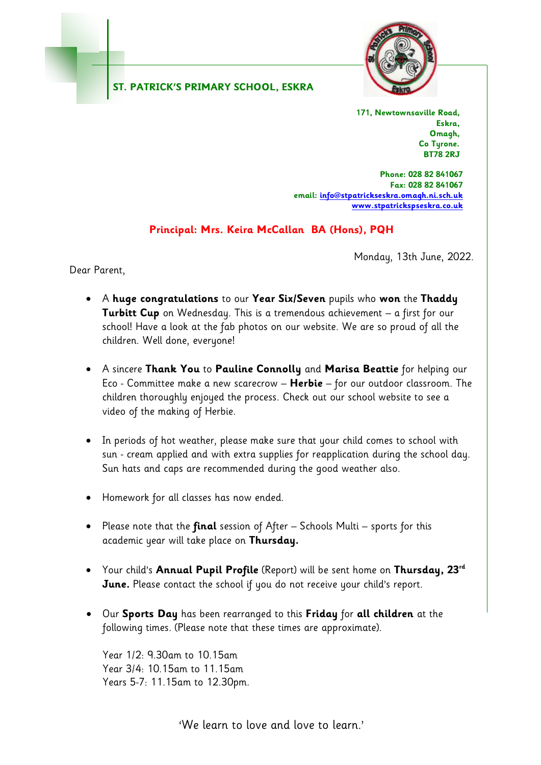## ST. PATRICK'S PRIMARY SCHOOL, ESKRA

**171, Newtownsaville Road,**
**Eskra,**
**Omagh,**
**Co Tyrone.**
**BT78 2RJ**

**Phone: 028 82 841067**
**Fax: 028 82 841067**
**email: info@stpatrickseskra.omagh.ni.sch.uk**
**www.stpatrickspseskra.co.uk**

**Principal: Mrs. Keira McCallan BA (Hons), PQH**

Monday, 13th June, 2022.

Dear Parent,

- A **huge congratulations** to our **Year Six/Seven** pupils who **won** the **Thaddy Turbitt Cup** on Wednesday. This is a tremendous achievement – a first for our school! Have a look at the fab photos on our website. We are so proud of all the children. Well done, everyone!

- A sincere **Thank You** to **Pauline Connolly** and **Marisa Beattie** for helping our Eco - Committee make a new scarecrow – **Herbie** – for our outdoor classroom. The children thoroughly enjoyed the process. Check out our school website to see a video of the making of Herbie.

- In periods of hot weather, please make sure that your child comes to school with sun - cream applied and with extra supplies for reapplication during the school day. Sun hats and caps are recommended during the good weather also.

- Homework for all classes has now ended.

- Please note that the **final** session of After – Schools Multi – sports for this academic year will take place on **Thursday.**

- Your child's **Annual Pupil Profile** (Report) will be sent home on **Thursday, 23rd June.** Please contact the school if you do not receive your child's report.

- Our **Sports Day** has been rearranged to this **Friday** for **all children** at the following times. (Please note that these times are approximate).

  Year 1/2: 9.30am to 10.15am
  Year 3/4: 10.15am to 11.15am
  Years 5-7: 11.15am to 12.30pm.

'We learn to love and love to learn.'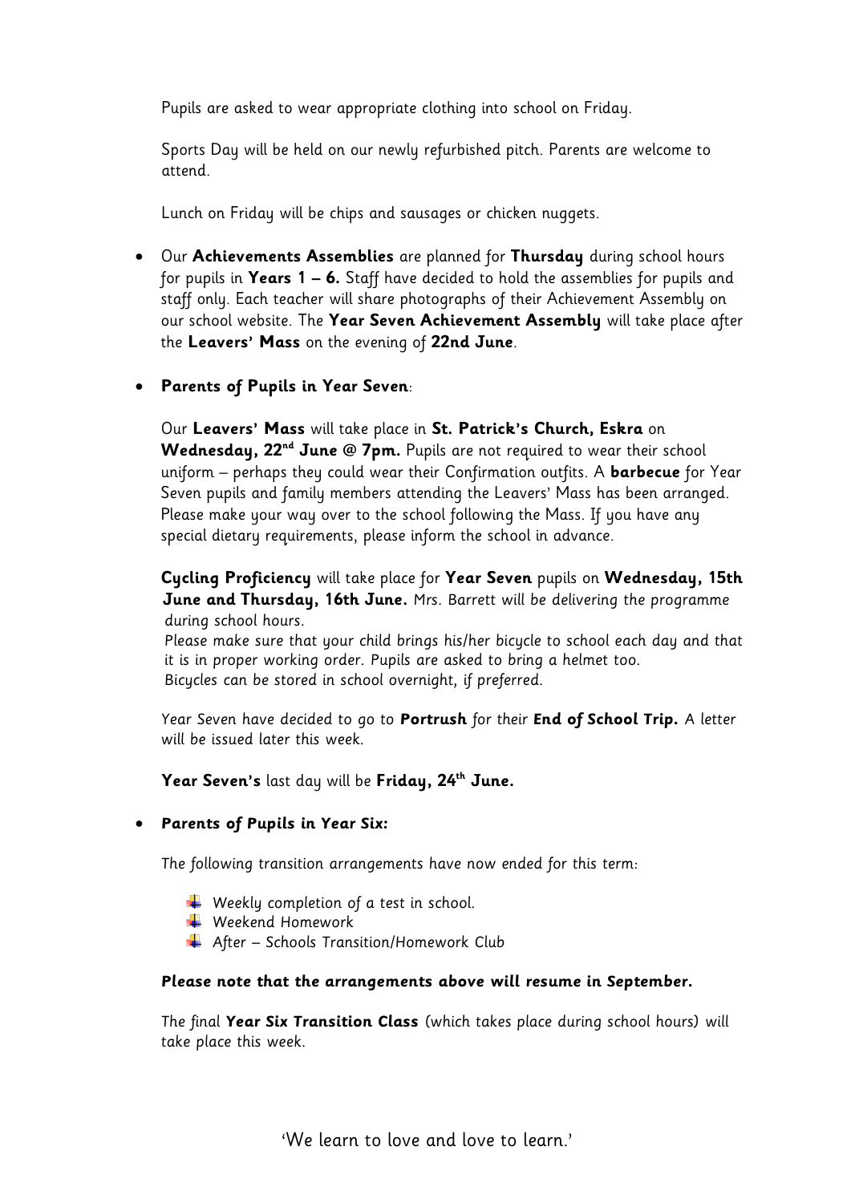Pupils are asked to wear appropriate clothing into school on Friday.

Sports Day will be held on our newly refurbished pitch. Parents are welcome to attend.

Lunch on Friday will be chips and sausages or chicken nuggets.

- Our **Achievements Assemblies** are planned for **Thursday** during school hours for pupils in **Years 1 – 6.** Staff have decided to hold the assemblies for pupils and staff only. Each teacher will share photographs of their Achievement Assembly on our school website. The **Year Seven Achievement Assembly** will take place after the **Leavers' Mass** on the evening of **22nd June**.

- **Parents of Pupils in Year Seven**:

  Our **Leavers' Mass** will take place in **St. Patrick's Church, Eskra** on **Wednesday, 22nd June @ 7pm.** Pupils are not required to wear their school uniform – perhaps they could wear their Confirmation outfits. A **barbecue** for Year Seven pupils and family members attending the Leavers' Mass has been arranged. Please make your way over to the school following the Mass. If you have any special dietary requirements, please inform the school in advance.

  **Cycling Proficiency** will take place for **Year Seven** pupils on **Wednesday, 15th June and Thursday, 16th June.** *Mrs. Barrett will be delivering the programme during school hours.*
  *Please make sure that your child brings his/her bicycle to school each day and that it is in proper working order. Pupils are asked to bring a helmet too.*
  *Bicycles can be stored in school overnight, if preferred.*

  *Year Seven have decided to go to* ***Portrush*** *for their* ***End of School Trip.*** *A letter will be issued later this week.*

  **Year Seven's** last day will be **Friday, 24th June.**

- ***Parents of Pupils in Year Six:***

  *The following transition arrangements have now ended for this term:*

  - *Weekly completion of a test in school.*
  - *Weekend Homework*
  - *After – Schools Transition/Homework Club*

  ***Please note that the arrangements above will resume in September.***

  *The final* ***Year Six Transition Class*** *(which takes place during school hours) will take place this week.*

'We learn to love and love to learn.'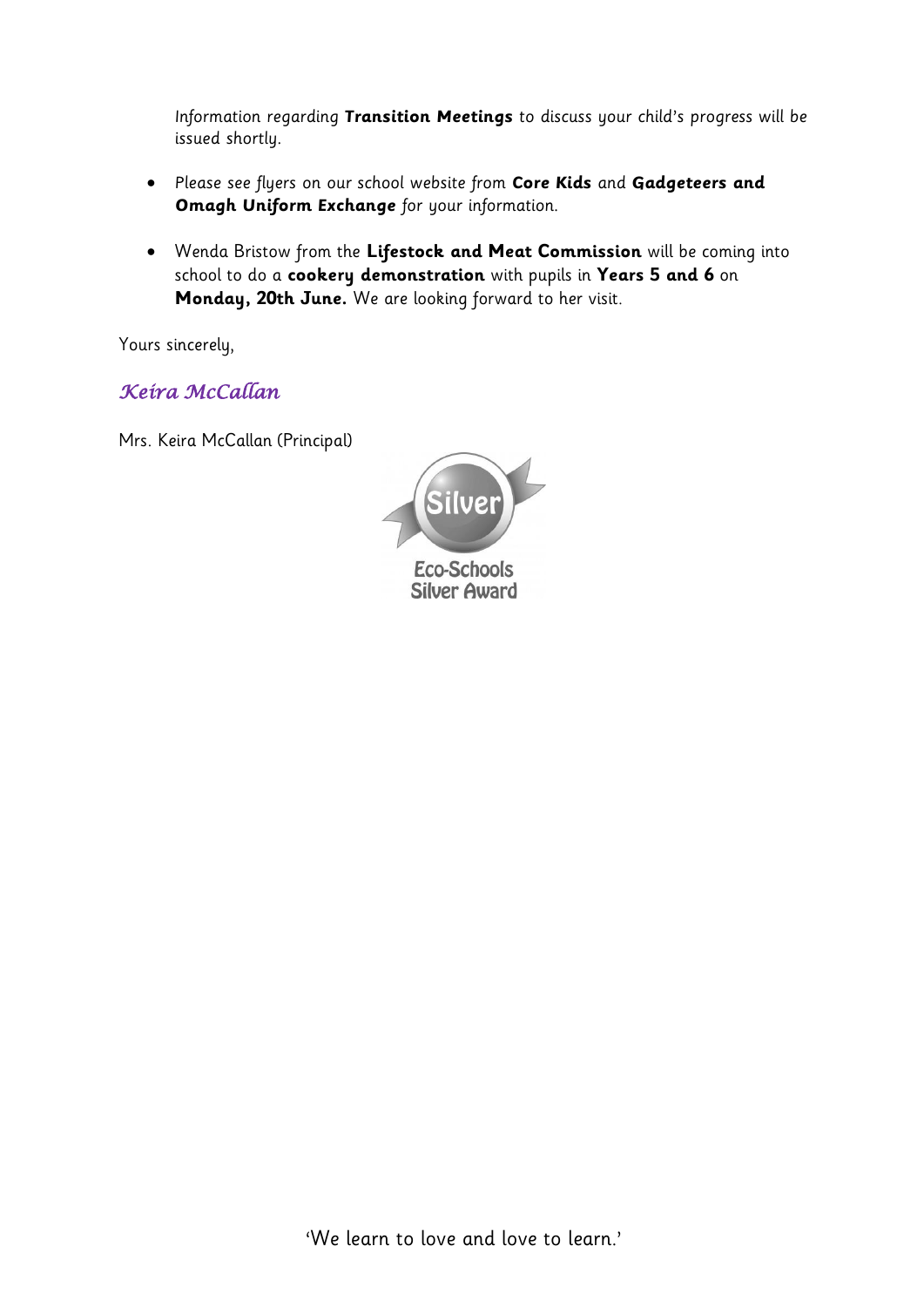Information regarding **Transition Meetings** to discuss your child's progress will be issued shortly.

- Please see flyers on our school website from **Core Kids** and **Gadgeteers and Omagh Uniform Exchange** for your information.
- Wenda Bristow from the **Lifestock and Meat Commission** will be coming into school to do a **cookery demonstration** with pupils in **Years 5 and 6** on **Monday, 20th June.** We are looking forward to her visit.

Yours sincerely,

*Keira McCallan*

Mrs. Keira McCallan (Principal)

Eco-Schools Silver Award

'We learn to love and love to learn.'